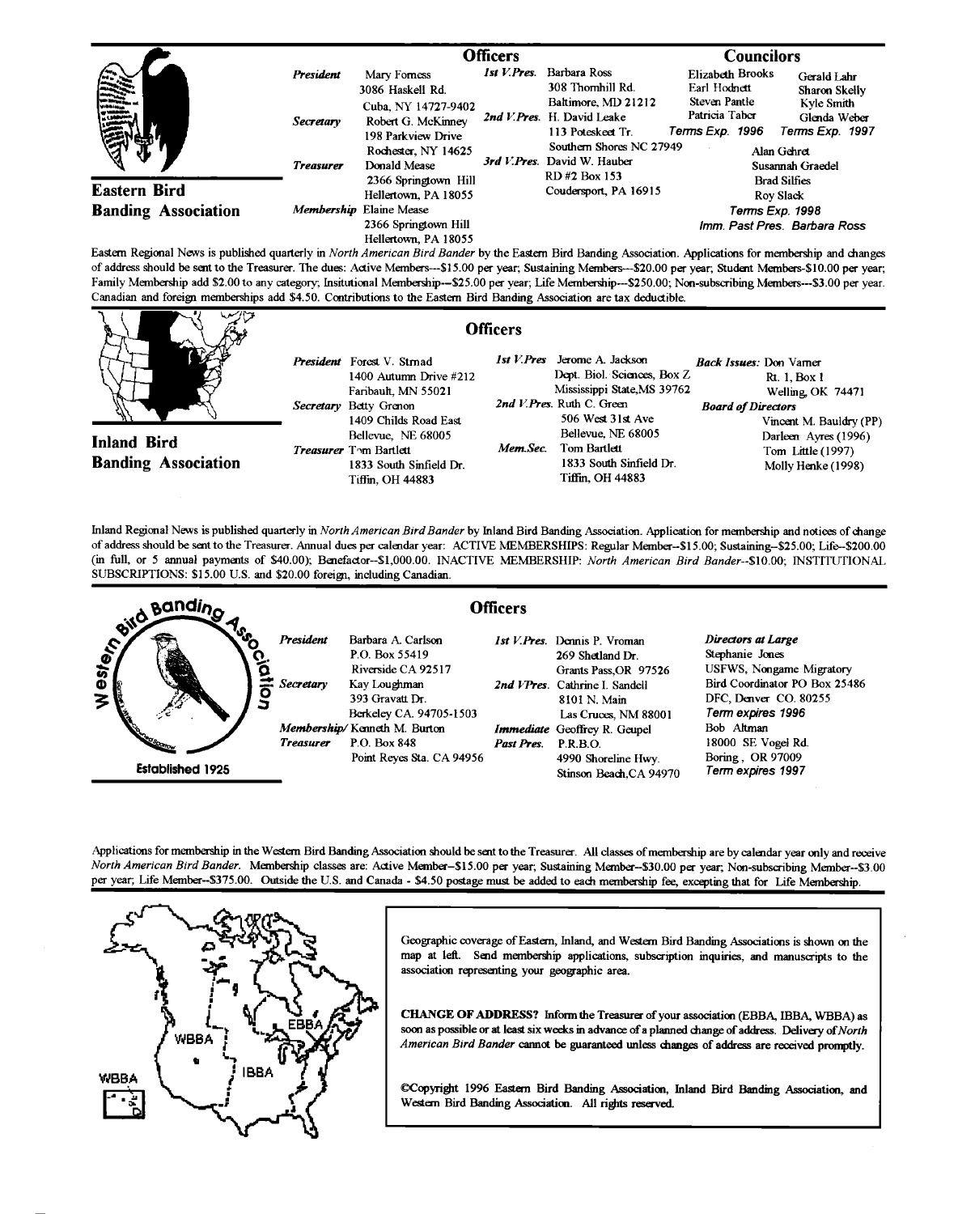## Eastern Bird Banding Association

### Officers

**President** Mary Forness
3086 Haskell Rd.
Cuba, NY 14727-9402

**Secretary** Robert G. McKinney
198 Parkview Drive
Rochester, NY 14625

**Treasurer** Donald Mease
2366 Springtown Hill
Hellertown, PA 18055

**Membership** Elaine Mease
2366 Springtown Hill
Hellertown, PA 18055

**1st V.Pres.** Barbara Ross
308 Thornhill Rd.
Baltimore, MD 21212

**2nd V.Pres.** H. David Leake
113 Poteskeet Tr.
Southern Shores NC 27949

**3rd V.Pres.** David W. Hauber
RD #2 Box 153
Coudersport, PA 16915

### Councilors

Elizabeth Brooks
Earl Hodnett
Steven Pantle
Patricia Taber
*Terms Exp. 1996*

Gerald Lahr
Sharon Skelly
Kyle Smith
Glenda Weber
*Terms Exp. 1997*

Alan Gehret
Susannah Graedel
Brad Silfies
Roy Slack
*Terms Exp. 1998*

*Imm. Past Pres.* Barbara Ross

Eastern Regional News is published quarterly in *North American Bird Bander* by the Eastern Bird Banding Association. Applications for membership and changes of address should be sent to the Treasurer. The dues: Active Members---$15.00 per year; Sustaining Members---$20.00 per year; Student Members-$10.00 per year; Family Membership add $2.00 to any category; Insitutional Membership---$25.00 per year; Life Membership---$250.00; Non-subscribing Members---$3.00 per year. Canadian and foreign memberships add $4.50. Contributions to the Eastern Bird Banding Association are tax deductible.

## Inland Bird Banding Association

### Officers

**President** Forest V. Strnad
1400 Autumn Drive #212
Faribault, MN 55021

**Secretary** Betty Grenon
1409 Childs Road East
Bellevue, NE 68005

**Treasurer** Tom Bartlett
1833 South Sinfield Dr.
Tiffin, OH 44883

**1st V.Pres** Jerome A. Jackson
Dept. Biol. Sciences, Box Z
Mississippi State,MS 39762

**2nd V.Pres.** Ruth C. Green
506 West 31st Ave
Bellevue, NE 68005

**Mem.Sec.** Tom Bartlett
1833 South Sinfield Dr.
Tiffin, OH 44883

***Back Issues:*** Don Varner
Rt. 1, Box I
Welling, OK 74471

***Board of Directors***
Vincent M. Bauldry (PP)
Darleen Ayres (1996)
Tom Little (1997)
Molly Henke (1998)

Inland Regional News is published quarterly in *North American Bird Bander* by Inland Bird Banding Association. Application for membership and notices of change of address should be sent to the Treasurer. Annual dues per calendar year: ACTIVE MEMBERSHIPS: Regular Member--$15.00; Sustaining--$25.00; Life--$200.00 (in full, or 5 annual payments of $40.00); Benefactor--$1,000.00. INACTIVE MEMBERSHIP: *North American Bird Bander*--$10.00; INSTITUTIONAL SUBSCRIPTIONS: $15.00 U.S. and $20.00 foreign, including Canadian.

## Western Bird Banding Association

Established 1925

### Officers

**President** Barbara A. Carlson
P.O. Box 55419
Riverside CA 92517

**Secretary** Kay Loughman
393 Gravatt Dr.
Berkeley CA. 94705-1503

**Membership/** Kenneth M. Burton
**Treasurer** P.O. Box 848
Point Reyes Sta. CA 94956

**1st V.Pres.** Dennis P. Vroman
269 Shetland Dr.
Grants Pass,OR 97526

**2nd VPres.** Cathrine I. Sandell
8101 N. Main
Las Cruces, NM 88001

**Immediate Past Pres.** Geoffrey R. Geupel
P.R.B.O.
4990 Shoreline Hwy.
Stinson Beach,CA 94970

***Directors at Large***
Stephanie Jones
USFWS, Nongame Migratory
Bird Coordinator PO Box 25486
DFC, Denver CO. 80255
*Term expires 1996*

Bob Altman
18000 SE Vogel Rd.
Boring , OR 97009
*Term expires 1997*

Applications for membership in the Western Bird Banding Association should be sent to the Treasurer. All classes of membership are by calendar year only and receive *North American Bird Bander*. Membership classes are: Active Member--$15.00 per year; Sustaining Member--$30.00 per year; Non-subscribing Member--$3.00 per year; Life Member--$375.00. Outside the U.S. and Canada - $4.50 postage must be added to each membership fee, excepting that for Life Membership.

Geographic coverage of Eastern, Inland, and Western Bird Banding Associations is shown on the map at left. Send membership applications, subscription inquiries, and manuscripts to the association representing your geographic area.

**CHANGE OF ADDRESS?** Inform the Treasurer of your association (EBBA, IBBA, WBBA) as soon as possible or at least six weeks in advance of a planned change of address. Delivery of *North American Bird Bander* cannot be guaranteed unless changes of address are received promptly.

©Copyright 1996 Eastern Bird Banding Association, Inland Bird Banding Association, and Western Bird Banding Association. All rights reserved.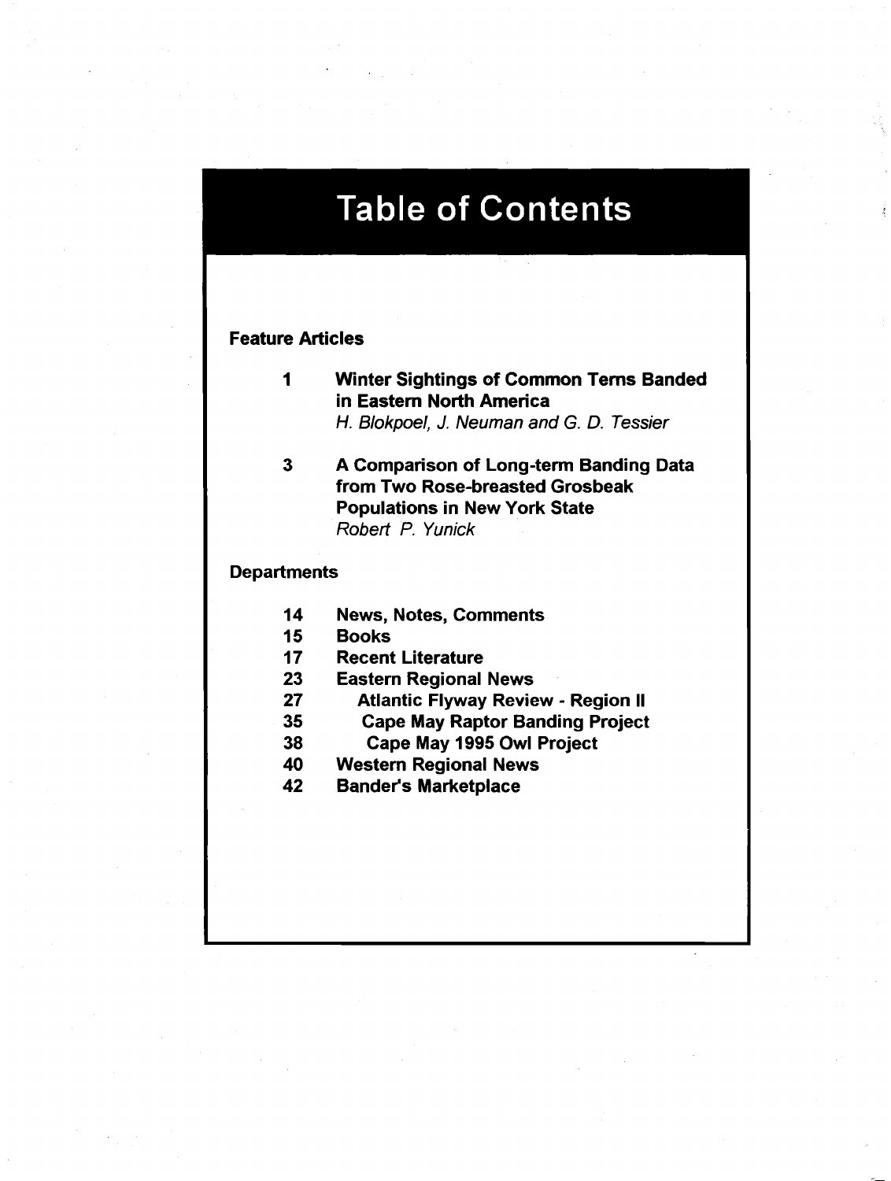# Table of Contents

## Feature Articles

1 **Winter Sightings of Common Terns Banded in Eastern North America**
*H. Blokpoel, J. Neuman and G. D. Tessier*

3 **A Comparison of Long-term Banding Data from Two Rose-breasted Grosbeak Populations in New York State**
*Robert P. Yunick*

## Departments

14 **News, Notes, Comments**
15 **Books**
17 **Recent Literature**
23 **Eastern Regional News**
27 **Atlantic Flyway Review - Region II**
35 **Cape May Raptor Banding Project**
38 **Cape May 1995 Owl Project**
40 **Western Regional News**
42 **Bander's Marketplace**